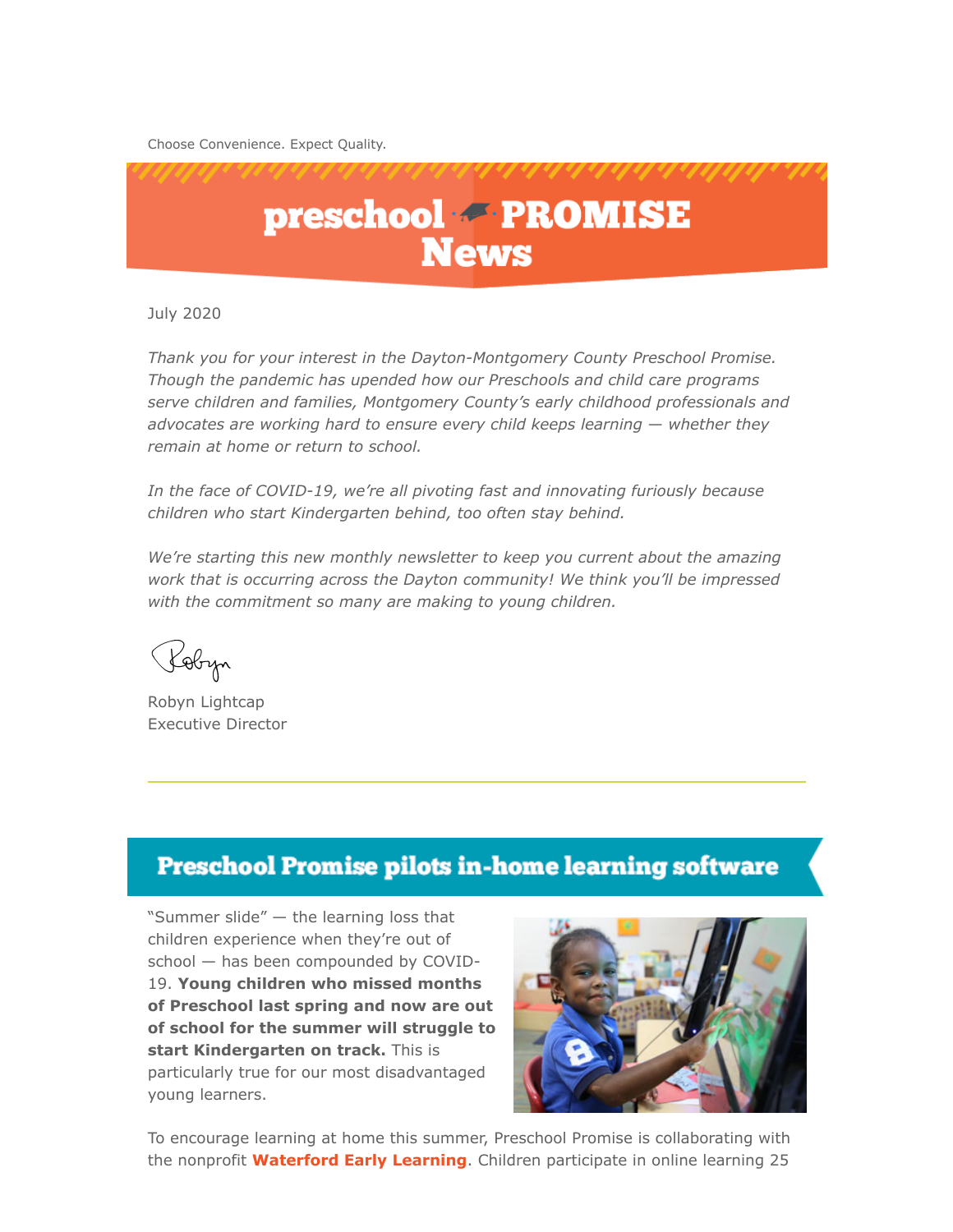Choose Convenience. Expect Quality.

# preschool PROMISE News

July 2020

*Thank you for your interest in the Dayton-Montgomery County Preschool Promise. Though the pandemic has upended how our Preschools and child care programs serve children and families, Montgomery County's early childhood professionals and advocates are working hard to ensure every child keeps learning — whether they remain at home or return to school.*

*In the face of COVID-19, we're all pivoting fast and innovating furiously because children who start Kindergarten behind, too often stay behind.*

*We're starting this new monthly newsletter to keep you current about the amazing work that is occurring across the Dayton community! We think you'll be impressed with the commitment so many are making to young children.*

Robyn

Robyn Lightcap
Executive Director

---

## Preschool Promise pilots in-home learning software

"Summer slide" — the learning loss that children experience when they're out of school — has been compounded by COVID-19. **Young children who missed months of Preschool last spring and now are out of school for the summer will struggle to start Kindergarten on track.** This is particularly true for our most disadvantaged young learners.

To encourage learning at home this summer, Preschool Promise is collaborating with the nonprofit **Waterford Early Learning**. Children participate in online learning 25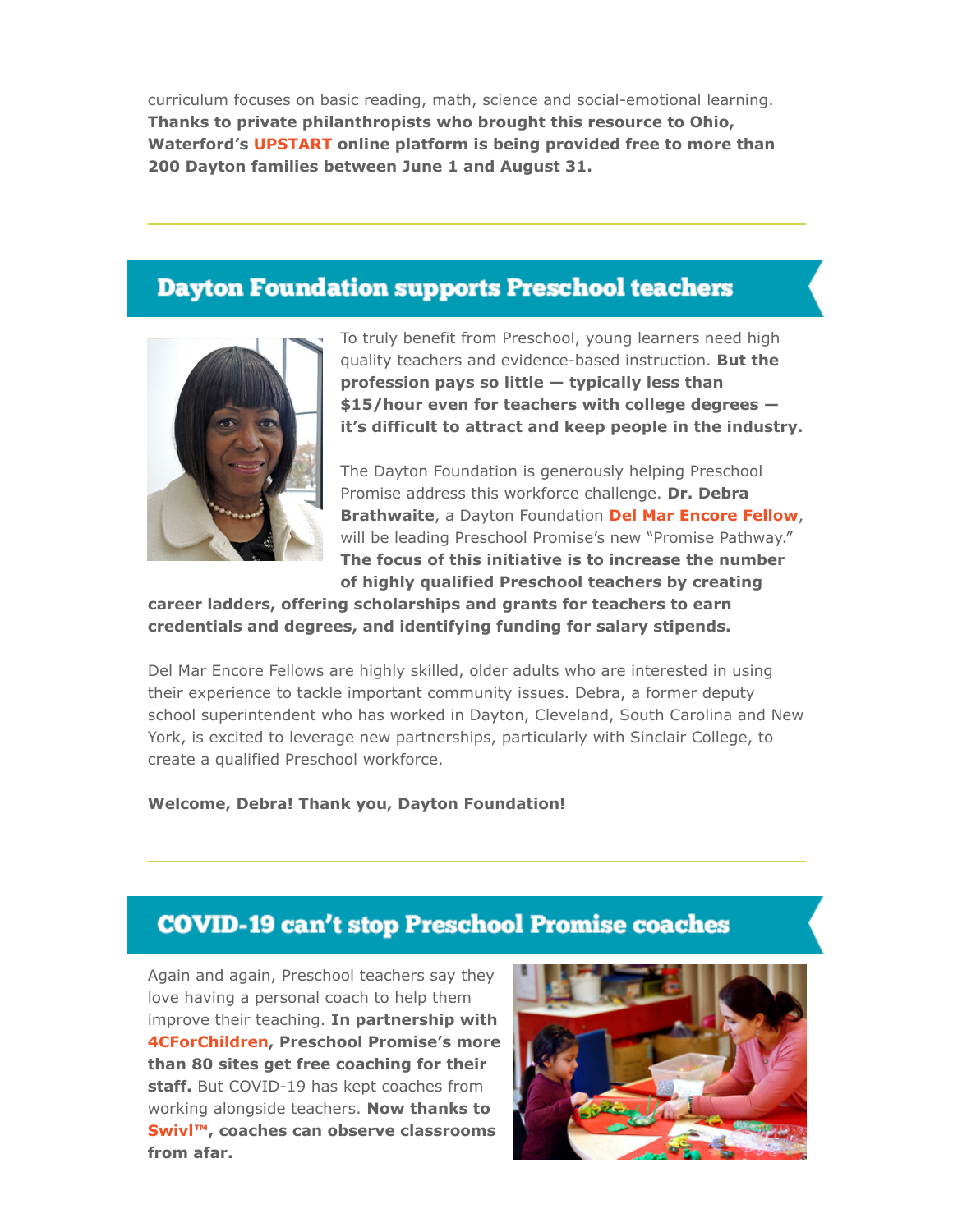curriculum focuses on basic reading, math, science and social-emotional learning. **Thanks to private philanthropists who brought this resource to Ohio, Waterford's UPSTART online platform is being provided free to more than 200 Dayton families between June 1 and August 31.**

---

## Dayton Foundation supports Preschool teachers

To truly benefit from Preschool, young learners need high quality teachers and evidence-based instruction. **But the profession pays so little — typically less than $15/hour even for teachers with college degrees — it's difficult to attract and keep people in the industry.**

The Dayton Foundation is generously helping Preschool Promise address this workforce challenge. **Dr. Debra Brathwaite**, a Dayton Foundation **Del Mar Encore Fellow**, will be leading Preschool Promise's new "Promise Pathway." **The focus of this initiative is to increase the number of highly qualified Preschool teachers by creating career ladders, offering scholarships and grants for teachers to earn credentials and degrees, and identifying funding for salary stipends.**

Del Mar Encore Fellows are highly skilled, older adults who are interested in using their experience to tackle important community issues. Debra, a former deputy school superintendent who has worked in Dayton, Cleveland, South Carolina and New York, is excited to leverage new partnerships, particularly with Sinclair College, to create a qualified Preschool workforce.

**Welcome, Debra! Thank you, Dayton Foundation!**

---

## COVID-19 can't stop Preschool Promise coaches

Again and again, Preschool teachers say they love having a personal coach to help them improve their teaching. **In partnership with 4CForChildren, Preschool Promise's more than 80 sites get free coaching for their staff.** But COVID-19 has kept coaches from working alongside teachers. **Now thanks to Swivl™, coaches can observe classrooms from afar.**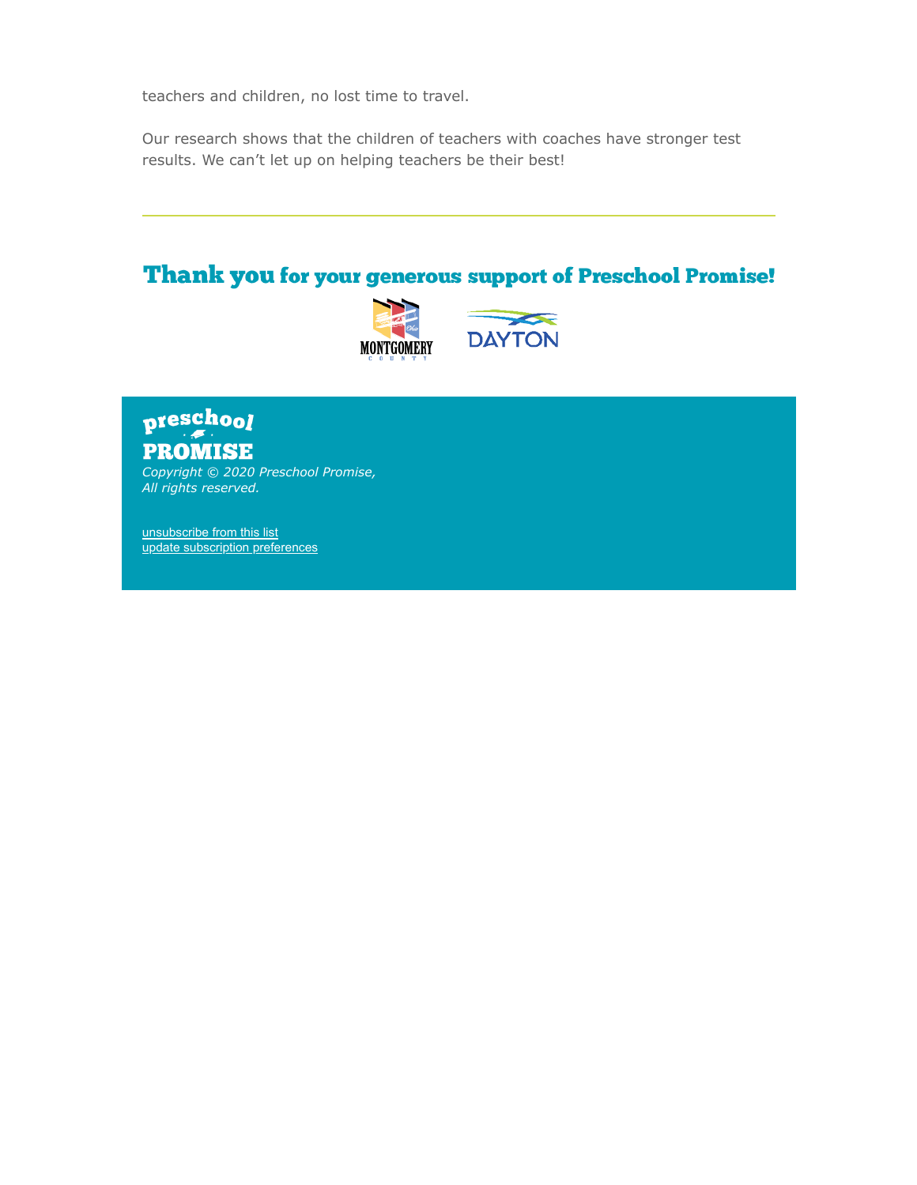teachers and children, no lost time to travel.

Our research shows that the children of teachers with coaches have stronger test results. We can't let up on helping teachers be their best!

---

## Thank you for your generous support of Preschool Promise!

MONTGOMERY COUNTY

DAYTON

preschool PROMISE

*Copyright © 2020 Preschool Promise, All rights reserved.*

unsubscribe from this list
update subscription preferences